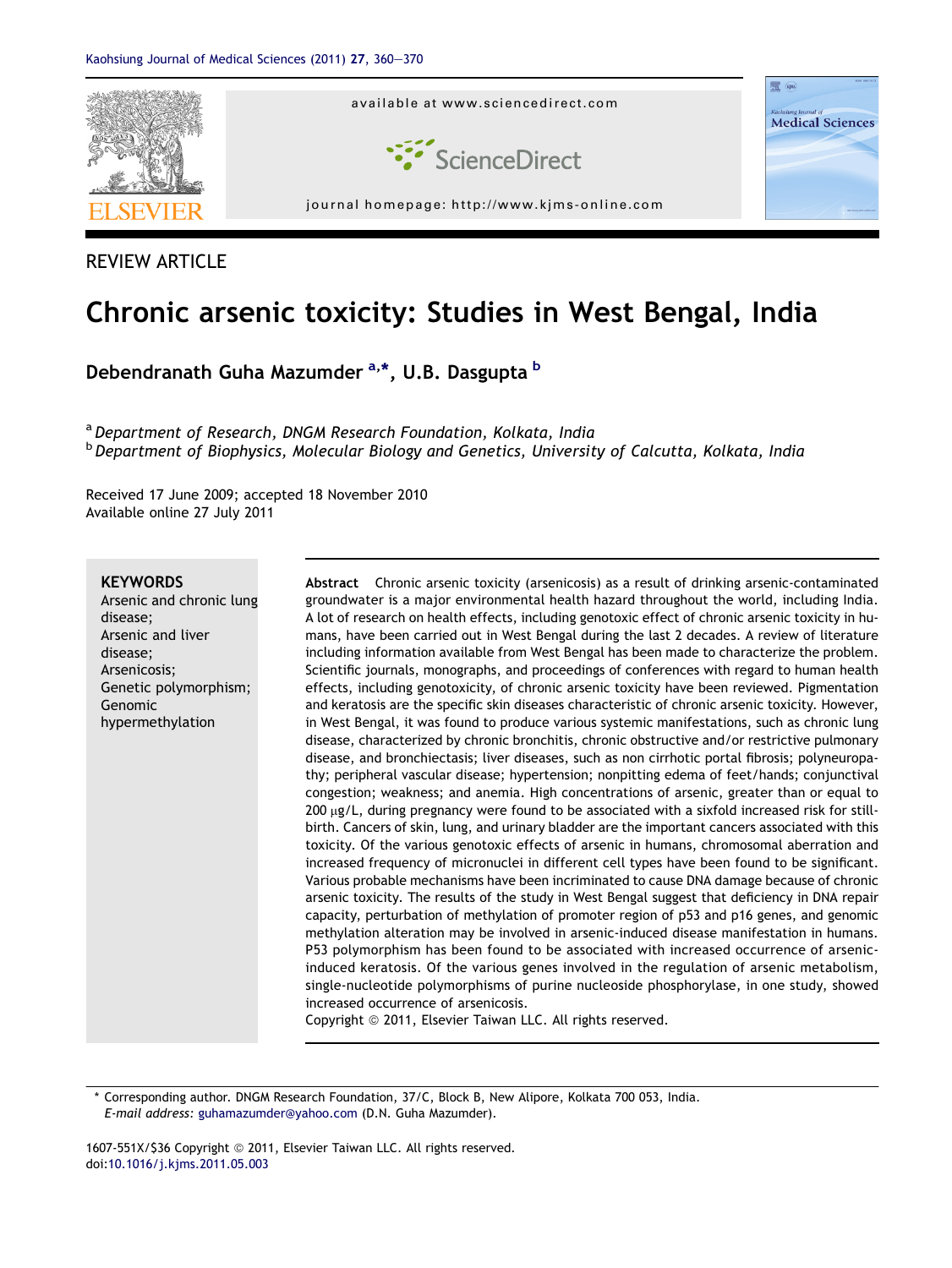REVIEW ARTICLE

# Chronic arsenic toxicity: Studies in West Bengal, India

**Debendranath Guha Mazumder** [a,*], **U.B. Dasgupta** [b]

[a] *Department of Research, DNGM Research Foundation, Kolkata, India*
[b] *Department of Biophysics, Molecular Biology and Genetics, University of Calcutta, Kolkata, India*

Received 17 June 2009; accepted 18 November 2010
Available online 27 July 2011

**KEYWORDS**
Arsenic and chronic lung disease;
Arsenic and liver disease;
Arsenicosis;
Genetic polymorphism;
Genomic hypermethylation

**Abstract** Chronic arsenic toxicity (arsenicosis) as a result of drinking arsenic-contaminated groundwater is a major environmental health hazard throughout the world, including India. A lot of research on health effects, including genotoxic effect of chronic arsenic toxicity in humans, have been carried out in West Bengal during the last 2 decades. A review of literature including information available from West Bengal has been made to characterize the problem. Scientific journals, monographs, and proceedings of conferences with regard to human health effects, including genotoxicity, of chronic arsenic toxicity have been reviewed. Pigmentation and keratosis are the specific skin diseases characteristic of chronic arsenic toxicity. However, in West Bengal, it was found to produce various systemic manifestations, such as chronic lung disease, characterized by chronic bronchitis, chronic obstructive and/or restrictive pulmonary disease, and bronchiectasis; liver diseases, such as non cirrhotic portal fibrosis; polyneuropathy; peripheral vascular disease; hypertension; nonpitting edema of feet/hands; conjunctival congestion; weakness; and anemia. High concentrations of arsenic, greater than or equal to 200 μg/L, during pregnancy were found to be associated with a sixfold increased risk for stillbirth. Cancers of skin, lung, and urinary bladder are the important cancers associated with this toxicity. Of the various genotoxic effects of arsenic in humans, chromosomal aberration and increased frequency of micronuclei in different cell types have been found to be significant. Various probable mechanisms have been incriminated to cause DNA damage because of chronic arsenic toxicity. The results of the study in West Bengal suggest that deficiency in DNA repair capacity, perturbation of methylation of promoter region of p53 and p16 genes, and genomic methylation alteration may be involved in arsenic-induced disease manifestation in humans. P53 polymorphism has been found to be associated with increased occurrence of arsenic-induced keratosis. Of the various genes involved in the regulation of arsenic metabolism, single-nucleotide polymorphisms of purine nucleoside phosphorylase, in one study, showed increased occurrence of arsenicosis.
Copyright © 2011, Elsevier Taiwan LLC. All rights reserved.

\* Corresponding author. DNGM Research Foundation, 37/C, Block B, New Alipore, Kolkata 700 053, India.
*E-mail address:* guhamazumder@yahoo.com (D.N. Guha Mazumder).

1607-551X/$36 Copyright © 2011, Elsevier Taiwan LLC. All rights reserved.
doi:10.1016/j.kjms.2011.05.003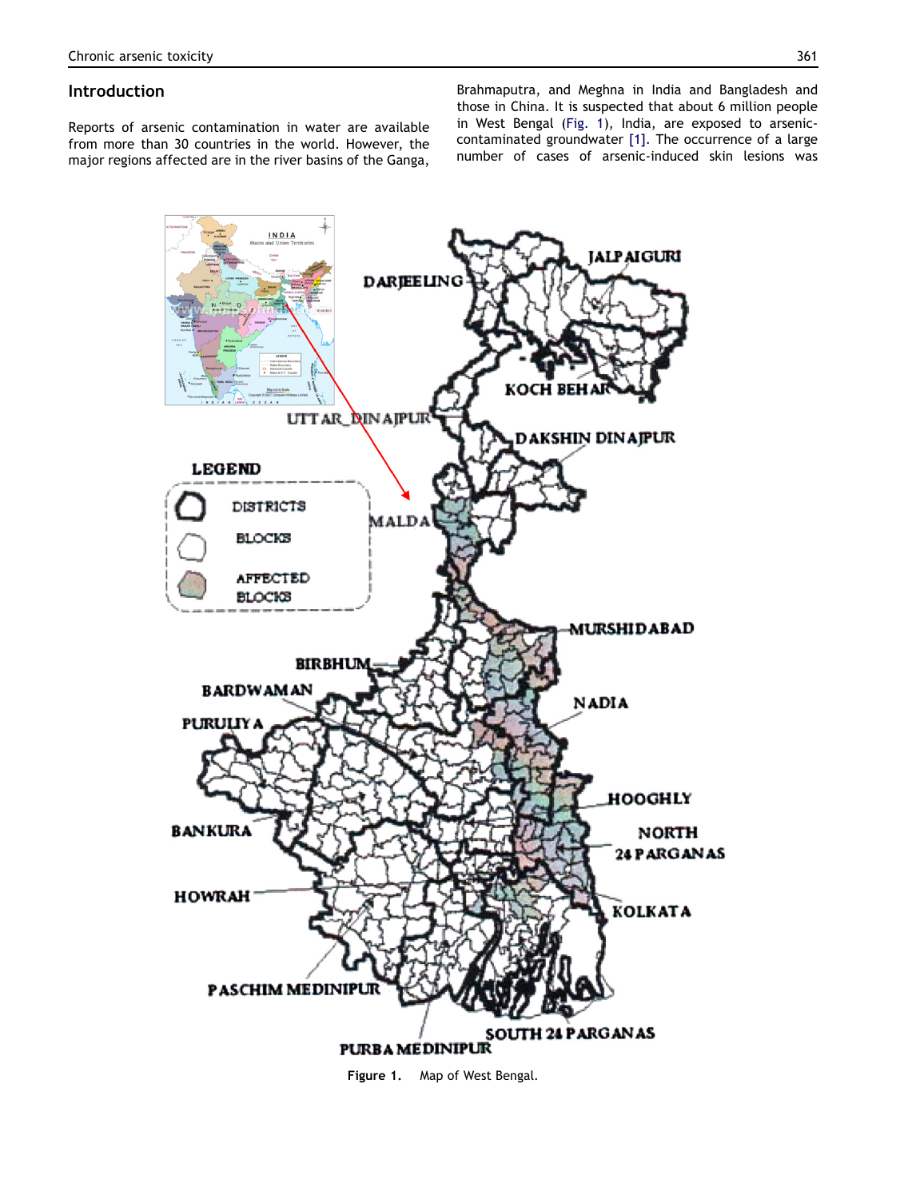## Introduction

Reports of arsenic contamination in water are available from more than 30 countries in the world. However, the major regions affected are in the river basins of the Ganga, Brahmaputra, and Meghna in India and Bangladesh and those in China. It is suspected that about 6 million people in West Bengal (Fig. 1), India, are exposed to arsenic-contaminated groundwater [1]. The occurrence of a large number of cases of arsenic-induced skin lesions was

**Figure 1.** Map of West Bengal.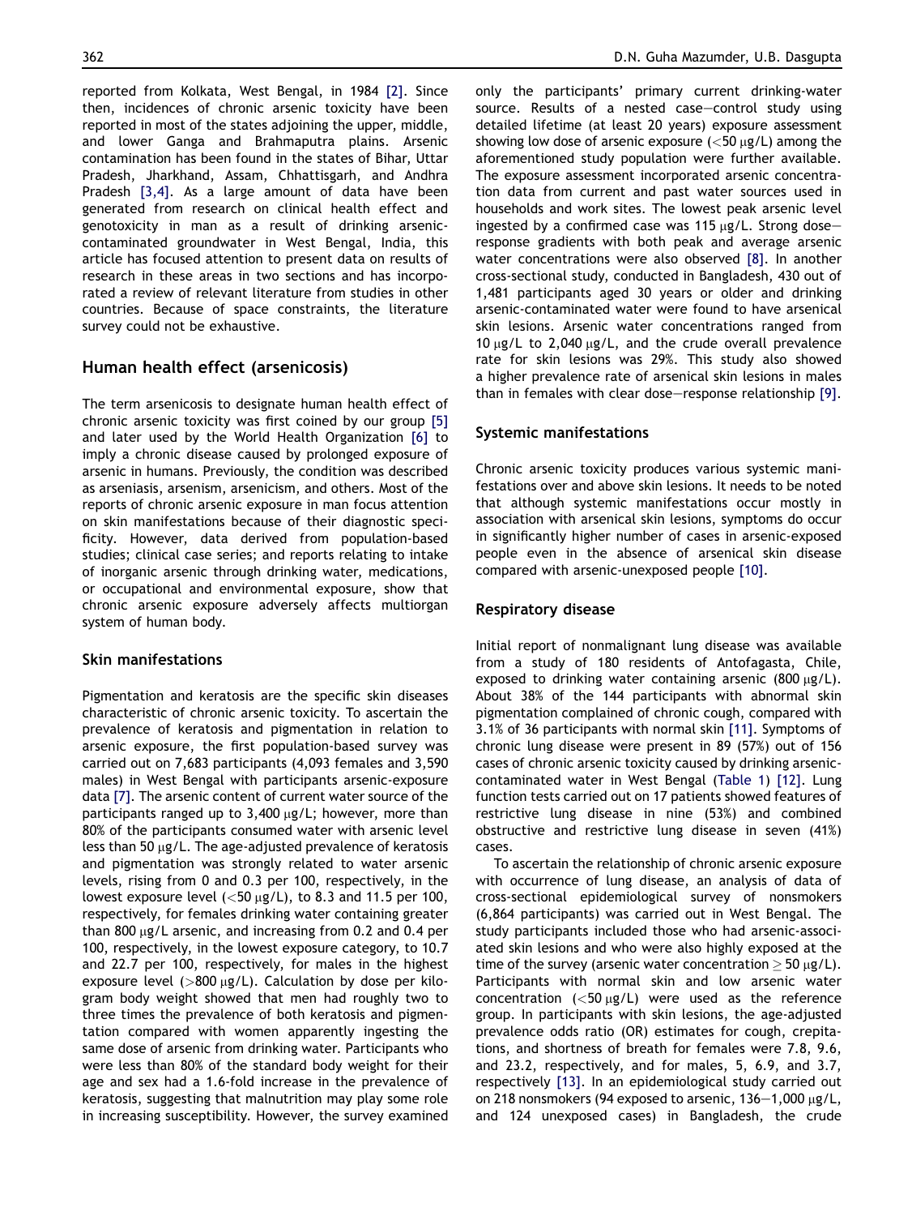reported from Kolkata, West Bengal, in 1984 [2]. Since then, incidences of chronic arsenic toxicity have been reported in most of the states adjoining the upper, middle, and lower Ganga and Brahmaputra plains. Arsenic contamination has been found in the states of Bihar, Uttar Pradesh, Jharkhand, Assam, Chhattisgarh, and Andhra Pradesh [3,4]. As a large amount of data have been generated from research on clinical health effect and genotoxicity in man as a result of drinking arsenic-contaminated groundwater in West Bengal, India, this article has focused attention to present data on results of research in these areas in two sections and has incorporated a review of relevant literature from studies in other countries. Because of space constraints, the literature survey could not be exhaustive.

## Human health effect (arsenicosis)

The term arsenicosis to designate human health effect of chronic arsenic toxicity was first coined by our group [5] and later used by the World Health Organization [6] to imply a chronic disease caused by prolonged exposure of arsenic in humans. Previously, the condition was described as arseniasis, arsenism, arsenicism, and others. Most of the reports of chronic arsenic exposure in man focus attention on skin manifestations because of their diagnostic specificity. However, data derived from population-based studies; clinical case series; and reports relating to intake of inorganic arsenic through drinking water, medications, or occupational and environmental exposure, show that chronic arsenic exposure adversely affects multiorgan system of human body.

### Skin manifestations

Pigmentation and keratosis are the specific skin diseases characteristic of chronic arsenic toxicity. To ascertain the prevalence of keratosis and pigmentation in relation to arsenic exposure, the first population-based survey was carried out on 7,683 participants (4,093 females and 3,590 males) in West Bengal with participants arsenic-exposure data [7]. The arsenic content of current water source of the participants ranged up to 3,400 μg/L; however, more than 80% of the participants consumed water with arsenic level less than 50 μg/L. The age-adjusted prevalence of keratosis and pigmentation was strongly related to water arsenic levels, rising from 0 and 0.3 per 100, respectively, in the lowest exposure level (<50 μg/L), to 8.3 and 11.5 per 100, respectively, for females drinking water containing greater than 800 μg/L arsenic, and increasing from 0.2 and 0.4 per 100, respectively, in the lowest exposure category, to 10.7 and 22.7 per 100, respectively, for males in the highest exposure level (>800 μg/L). Calculation by dose per kilogram body weight showed that men had roughly two to three times the prevalence of both keratosis and pigmentation compared with women apparently ingesting the same dose of arsenic from drinking water. Participants who were less than 80% of the standard body weight for their age and sex had a 1.6-fold increase in the prevalence of keratosis, suggesting that malnutrition may play some role in increasing susceptibility. However, the survey examined only the participants' primary current drinking-water source. Results of a nested case–control study using detailed lifetime (at least 20 years) exposure assessment showing low dose of arsenic exposure (<50 μg/L) among the aforementioned study population were further available. The exposure assessment incorporated arsenic concentration data from current and past water sources used in households and work sites. The lowest peak arsenic level ingested by a confirmed case was 115 μg/L. Strong dose–response gradients with both peak and average arsenic water concentrations were also observed [8]. In another cross-sectional study, conducted in Bangladesh, 430 out of 1,481 participants aged 30 years or older and drinking arsenic-contaminated water were found to have arsenical skin lesions. Arsenic water concentrations ranged from 10 μg/L to 2,040 μg/L, and the crude overall prevalence rate for skin lesions was 29%. This study also showed a higher prevalence rate of arsenical skin lesions in males than in females with clear dose–response relationship [9].

### Systemic manifestations

Chronic arsenic toxicity produces various systemic manifestations over and above skin lesions. It needs to be noted that although systemic manifestations occur mostly in association with arsenical skin lesions, symptoms do occur in significantly higher number of cases in arsenic-exposed people even in the absence of arsenical skin disease compared with arsenic-unexposed people [10].

### Respiratory disease

Initial report of nonmalignant lung disease was available from a study of 180 residents of Antofagasta, Chile, exposed to drinking water containing arsenic (800 μg/L). About 38% of the 144 participants with abnormal skin pigmentation complained of chronic cough, compared with 3.1% of 36 participants with normal skin [11]. Symptoms of chronic lung disease were present in 89 (57%) out of 156 cases of chronic arsenic toxicity caused by drinking arsenic-contaminated water in West Bengal (Table 1) [12]. Lung function tests carried out on 17 patients showed features of restrictive lung disease in nine (53%) and combined obstructive and restrictive lung disease in seven (41%) cases.

To ascertain the relationship of chronic arsenic exposure with occurrence of lung disease, an analysis of data of cross-sectional epidemiological survey of nonsmokers (6,864 participants) was carried out in West Bengal. The study participants included those who had arsenic-associated skin lesions and who were also highly exposed at the time of the survey (arsenic water concentration ≥ 50 μg/L). Participants with normal skin and low arsenic water concentration (<50 μg/L) were used as the reference group. In participants with skin lesions, the age-adjusted prevalence odds ratio (OR) estimates for cough, crepitations, and shortness of breath for females were 7.8, 9.6, and 23.2, respectively, and for males, 5, 6.9, and 3.7, respectively [13]. In an epidemiological study carried out on 218 nonsmokers (94 exposed to arsenic, 136–1,000 μg/L, and 124 unexposed cases) in Bangladesh, the crude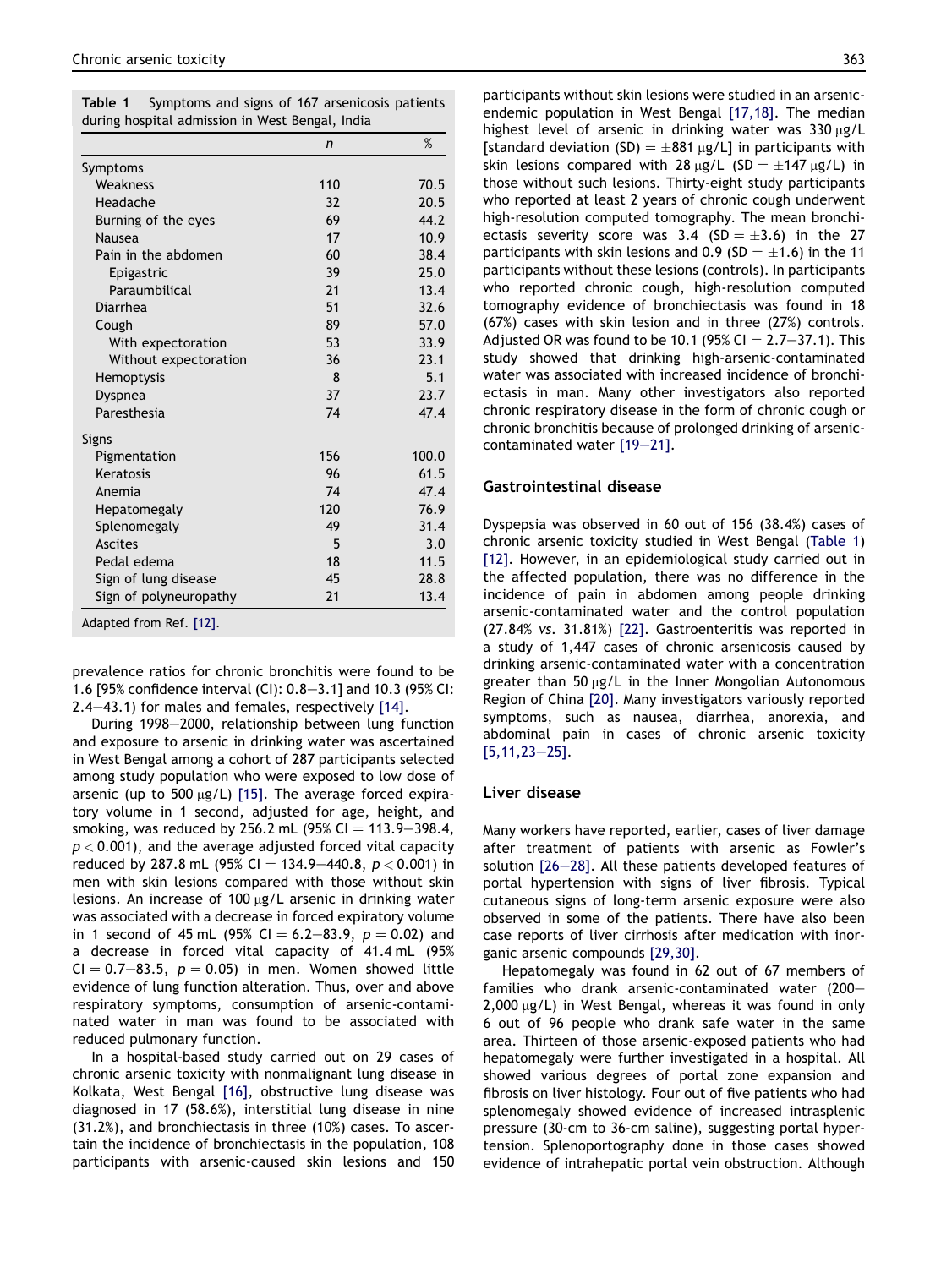**Table 1** Symptoms and signs of 167 arsenicosis patients during hospital admission in West Bengal, India

| | *n* | % |
|---|---|---|
| Symptoms | | |
| Weakness | 110 | 70.5 |
| Headache | 32 | 20.5 |
| Burning of the eyes | 69 | 44.2 |
| Nausea | 17 | 10.9 |
| Pain in the abdomen | 60 | 38.4 |
| Epigastric | 39 | 25.0 |
| Paraumbilical | 21 | 13.4 |
| Diarrhea | 51 | 32.6 |
| Cough | 89 | 57.0 |
| With expectoration | 53 | 33.9 |
| Without expectoration | 36 | 23.1 |
| Hemoptysis | 8 | 5.1 |
| Dyspnea | 37 | 23.7 |
| Paresthesia | 74 | 47.4 |
| Signs | | |
| Pigmentation | 156 | 100.0 |
| Keratosis | 96 | 61.5 |
| Anemia | 74 | 47.4 |
| Hepatomegaly | 120 | 76.9 |
| Splenomegaly | 49 | 31.4 |
| Ascites | 5 | 3.0 |
| Pedal edema | 18 | 11.5 |
| Sign of lung disease | 45 | 28.8 |
| Sign of polyneuropathy | 21 | 13.4 |

Adapted from Ref. [12].

prevalence ratios for chronic bronchitis were found to be 1.6 [95% confidence interval (CI): 0.8–3.1] and 10.3 (95% CI: 2.4–43.1) for males and females, respectively [14].

During 1998–2000, relationship between lung function and exposure to arsenic in drinking water was ascertained in West Bengal among a cohort of 287 participants selected among study population who were exposed to low dose of arsenic (up to 500 μg/L) [15]. The average forced expiratory volume in 1 second, adjusted for age, height, and smoking, was reduced by 256.2 mL (95% CI = 113.9–398.4, $p < 0.001$), and the average adjusted forced vital capacity reduced by 287.8 mL (95% CI = 134.9–440.8, $p < 0.001$) in men with skin lesions compared with those without skin lesions. An increase of 100 μg/L arsenic in drinking water was associated with a decrease in forced expiratory volume in 1 second of 45 mL (95% CI = 6.2–83.9, $p = 0.02$) and a decrease in forced vital capacity of 41.4 mL (95% CI = 0.7–83.5, $p = 0.05$) in men. Women showed little evidence of lung function alteration. Thus, over and above respiratory symptoms, consumption of arsenic-contaminated water in man was found to be associated with reduced pulmonary function.

In a hospital-based study carried out on 29 cases of chronic arsenic toxicity with nonmalignant lung disease in Kolkata, West Bengal [16], obstructive lung disease was diagnosed in 17 (58.6%), interstitial lung disease in nine (31.2%), and bronchiectasis in three (10%) cases. To ascertain the incidence of bronchiectasis in the population, 108 participants with arsenic-caused skin lesions and 150 participants without skin lesions were studied in an arsenic-endemic population in West Bengal [17,18]. The median highest level of arsenic in drinking water was 330 μg/L [standard deviation (SD) = ±881 μg/L] in participants with skin lesions compared with 28 μg/L (SD = ±147 μg/L) in those without such lesions. Thirty-eight study participants who reported at least 2 years of chronic cough underwent high-resolution computed tomography. The mean bronchiectasis severity score was 3.4 (SD = ±3.6) in the 27 participants with skin lesions and 0.9 (SD = ±1.6) in the 11 participants without these lesions (controls). In participants who reported chronic cough, high-resolution computed tomography evidence of bronchiectasis was found in 18 (67%) cases with skin lesion and in three (27%) controls. Adjusted OR was found to be 10.1 (95% CI = 2.7–37.1). This study showed that drinking high-arsenic-contaminated water was associated with increased incidence of bronchiectasis in man. Many other investigators also reported chronic respiratory disease in the form of chronic cough or chronic bronchitis because of prolonged drinking of arsenic-contaminated water [19–21].

## Gastrointestinal disease

Dyspepsia was observed in 60 out of 156 (38.4%) cases of chronic arsenic toxicity studied in West Bengal (Table 1) [12]. However, in an epidemiological study carried out in the affected population, there was no difference in the incidence of pain in abdomen among people drinking arsenic-contaminated water and the control population (27.84% *vs.* 31.81%) [22]. Gastroenteritis was reported in a study of 1,447 cases of chronic arsenicosis caused by drinking arsenic-contaminated water with a concentration greater than 50 μg/L in the Inner Mongolian Autonomous Region of China [20]. Many investigators variously reported symptoms, such as nausea, diarrhea, anorexia, and abdominal pain in cases of chronic arsenic toxicity [5,11,23–25].

## Liver disease

Many workers have reported, earlier, cases of liver damage after treatment of patients with arsenic as Fowler's solution [26–28]. All these patients developed features of portal hypertension with signs of liver fibrosis. Typical cutaneous signs of long-term arsenic exposure were also observed in some of the patients. There have also been case reports of liver cirrhosis after medication with inorganic arsenic compounds [29,30].

Hepatomegaly was found in 62 out of 67 members of families who drank arsenic-contaminated water (200–2,000 μg/L) in West Bengal, whereas it was found in only 6 out of 96 people who drank safe water in the same area. Thirteen of those arsenic-exposed patients who had hepatomegaly were further investigated in a hospital. All showed various degrees of portal zone expansion and fibrosis on liver histology. Four out of five patients who had splenomegaly showed evidence of increased intrasplenic pressure (30-cm to 36-cm saline), suggesting portal hypertension. Splenoportography done in those cases showed evidence of intrahepatic portal vein obstruction. Although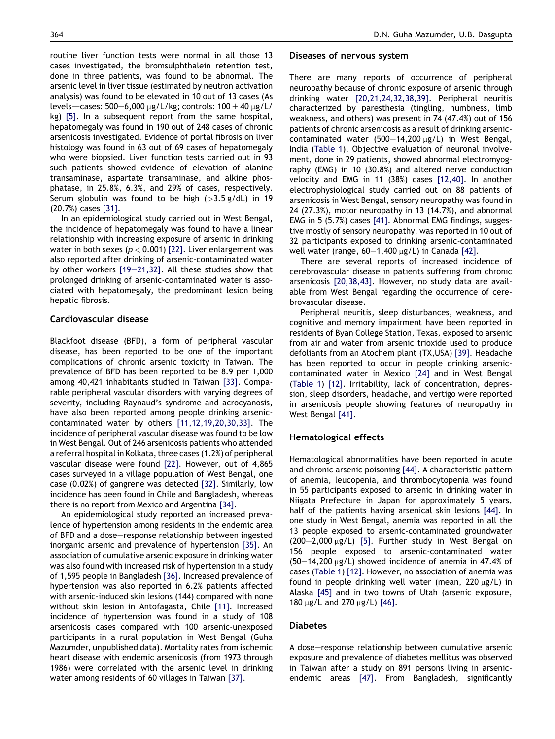routine liver function tests were normal in all those 13 cases investigated, the bromsulphthalein retention test, done in three patients, was found to be abnormal. The arsenic level in liver tissue (estimated by neutron activation analysis) was found to be elevated in 10 out of 13 cases (As levels—cases: 500–6,000 μg/L/kg; controls: $100 \pm 40$ μg/L/kg) [5]. In a subsequent report from the same hospital, hepatomegaly was found in 190 out of 248 cases of chronic arsenicosis investigated. Evidence of portal fibrosis on liver histology was found in 63 out of 69 cases of hepatomegaly who were biopsied. Liver function tests carried out in 93 such patients showed evidence of elevation of alanine transaminase, aspartate transaminase, and alkine phosphatase, in 25.8%, 6.3%, and 29% of cases, respectively. Serum globulin was found to be high (>3.5 g/dL) in 19 (20.7%) cases [31].

In an epidemiological study carried out in West Bengal, the incidence of hepatomegaly was found to have a linear relationship with increasing exposure of arsenic in drinking water in both sexes ($p < 0.001$) [22]. Liver enlargement was also reported after drinking of arsenic-contaminated water by other workers [19–21,32]. All these studies show that prolonged drinking of arsenic-contaminated water is associated with hepatomegaly, the predominant lesion being hepatic fibrosis.

## Cardiovascular disease

Blackfoot disease (BFD), a form of peripheral vascular disease, has been reported to be one of the important complications of chronic arsenic toxicity in Taiwan. The prevalence of BFD has been reported to be 8.9 per 1,000 among 40,421 inhabitants studied in Taiwan [33]. Comparable peripheral vascular disorders with varying degrees of severity, including Raynaud's syndrome and acrocyanosis, have also been reported among people drinking arsenic-contaminated water by others [11,12,19,20,30,33]. The incidence of peripheral vascular disease was found to be low in West Bengal. Out of 246 arsenicosis patients who attended a referral hospital in Kolkata, three cases (1.2%) of peripheral vascular disease were found [22]. However, out of 4,865 cases surveyed in a village population of West Bengal, one case (0.02%) of gangrene was detected [32]. Similarly, low incidence has been found in Chile and Bangladesh, whereas there is no report from Mexico and Argentina [34].

An epidemiological study reported an increased prevalence of hypertension among residents in the endemic area of BFD and a dose—response relationship between ingested inorganic arsenic and prevalence of hypertension [35]. An association of cumulative arsenic exposure in drinking water was also found with increased risk of hypertension in a study of 1,595 people in Bangladesh [36]. Increased prevalence of hypertension was also reported in 6.2% patients affected with arsenic-induced skin lesions (144) compared with none without skin lesion in Antofagasta, Chile [11]. Increased incidence of hypertension was found in a study of 108 arsenicosis cases compared with 100 arsenic-unexposed participants in a rural population in West Bengal (Guha Mazumder, unpublished data). Mortality rates from ischemic heart disease with endemic arsenicosis (from 1973 through 1986) were correlated with the arsenic level in drinking water among residents of 60 villages in Taiwan [37].

## Diseases of nervous system

There are many reports of occurrence of peripheral neuropathy because of chronic exposure of arsenic through drinking water [20,21,24,32,38,39]. Peripheral neuritis characterized by paresthesia (tingling, numbness, limb weakness, and others) was present in 74 (47.4%) out of 156 patients of chronic arsenicosis as a result of drinking arsenic-contaminated water (500–14,200 μg/L) in West Bengal, India (Table 1). Objective evaluation of neuronal involvement, done in 29 patients, showed abnormal electromyography (EMG) in 10 (30.8%) and altered nerve conduction velocity and EMG in 11 (38%) cases [12,40]. In another electrophysiological study carried out on 88 patients of arsenicosis in West Bengal, sensory neuropathy was found in 24 (27.3%), motor neuropathy in 13 (14.7%), and abnormal EMG in 5 (5.7%) cases [41]. Abnormal EMG findings, suggestive mostly of sensory neuropathy, was reported in 10 out of 32 participants exposed to drinking arsenic-contaminated well water (range, 60–1,400 μg/L) in Canada [42].

There are several reports of increased incidence of cerebrovascular disease in patients suffering from chronic arsenicosis [20,38,43]. However, no study data are available from West Bengal regarding the occurrence of cerebrovascular disease.

Peripheral neuritis, sleep disturbances, weakness, and cognitive and memory impairment have been reported in residents of Byan College Station, Texas, exposed to arsenic from air and water from arsenic trioxide used to produce defoliants from an Atochem plant (TX,USA) [39]. Headache has been reported to occur in people drinking arsenic-contaminated water in Mexico [24] and in West Bengal (Table 1) [12]. Irritability, lack of concentration, depression, sleep disorders, headache, and vertigo were reported in arsenicosis people showing features of neuropathy in West Bengal [41].

## Hematological effects

Hematological abnormalities have been reported in acute and chronic arsenic poisoning [44]. A characteristic pattern of anemia, leucopenia, and thrombocytopenia was found in 55 participants exposed to arsenic in drinking water in Niigata Prefecture in Japan for approximately 5 years, half of the patients having arsenical skin lesions [44]. In one study in West Bengal, anemia was reported in all the 13 people exposed to arsenic-contaminated groundwater (200–2,000 μg/L) [5]. Further study in West Bengal on 156 people exposed to arsenic-contaminated water (50–14,200 μg/L) showed incidence of anemia in 47.4% of cases (Table 1) [12]. However, no association of anemia was found in people drinking well water (mean, 220 μg/L) in Alaska [45] and in two towns of Utah (arsenic exposure, 180 μg/L and 270 μg/L) [46].

## Diabetes

A dose—response relationship between cumulative arsenic exposure and prevalence of diabetes mellitus was observed in Taiwan after a study on 891 persons living in arsenic-endemic areas [47]. From Bangladesh, significantly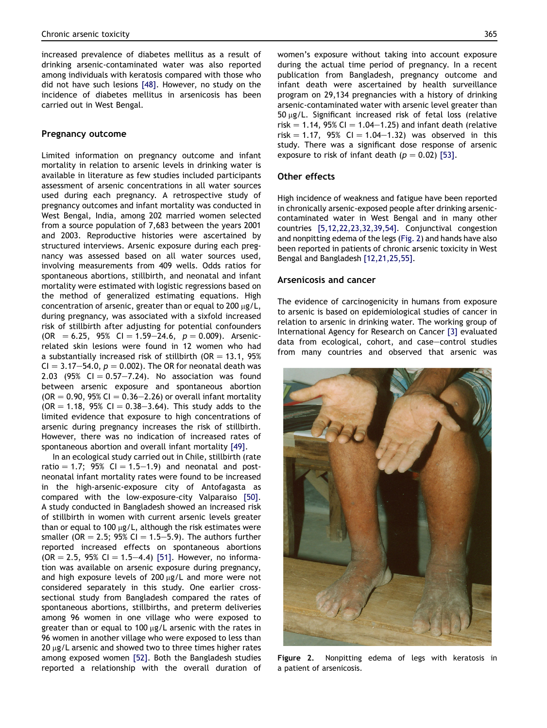increased prevalence of diabetes mellitus as a result of drinking arsenic-contaminated water was also reported among individuals with keratosis compared with those who did not have such lesions [48]. However, no study on the incidence of diabetes mellitus in arsenicosis has been carried out in West Bengal.

## Pregnancy outcome

Limited information on pregnancy outcome and infant mortality in relation to arsenic levels in drinking water is available in literature as few studies included participants assessment of arsenic concentrations in all water sources used during each pregnancy. A retrospective study of pregnancy outcomes and infant mortality was conducted in West Bengal, India, among 202 married women selected from a source population of 7,683 between the years 2001 and 2003. Reproductive histories were ascertained by structured interviews. Arsenic exposure during each pregnancy was assessed based on all water sources used, involving measurements from 409 wells. Odds ratios for spontaneous abortions, stillbirth, and neonatal and infant mortality were estimated with logistic regressions based on the method of generalized estimating equations. High concentration of arsenic, greater than or equal to 200 μg/L, during pregnancy, was associated with a sixfold increased risk of stillbirth after adjusting for potential confounders (OR = 6.25, 95% CI = 1.59–24.6, $p = 0.009$). Arsenic-related skin lesions were found in 12 women who had a substantially increased risk of stillbirth (OR = 13.1, 95% CI = 3.17–54.0, $p = 0.002$). The OR for neonatal death was 2.03 (95% CI = 0.57–7.24). No association was found between arsenic exposure and spontaneous abortion (OR = 0.90, 95% CI = 0.36–2.26) or overall infant mortality (OR = 1.18, 95% CI = 0.38–3.64). This study adds to the limited evidence that exposure to high concentrations of arsenic during pregnancy increases the risk of stillbirth. However, there was no indication of increased rates of spontaneous abortion and overall infant mortality [49].

In an ecological study carried out in Chile, stillbirth (rate ratio = 1.7; 95% CI = 1.5–1.9) and neonatal and post-neonatal infant mortality rates were found to be increased in the high-arsenic-exposure city of Antofagasta as compared with the low-exposure-city Valparaiso [50]. A study conducted in Bangladesh showed an increased risk of stillbirth in women with current arsenic levels greater than or equal to 100 μg/L, although the risk estimates were smaller (OR = 2.5; 95% CI = 1.5–5.9). The authors further reported increased effects on spontaneous abortions (OR = 2.5, 95% CI = 1.5–4.4) [51]. However, no information was available on arsenic exposure during pregnancy, and high exposure levels of 200 μg/L and more were not considered separately in this study. One earlier cross-sectional study from Bangladesh compared the rates of spontaneous abortions, stillbirths, and preterm deliveries among 96 women in one village who were exposed to greater than or equal to 100 μg/L arsenic with the rates in 96 women in another village who were exposed to less than 20 μg/L arsenic and showed two to three times higher rates among exposed women [52]. Both the Bangladesh studies reported a relationship with the overall duration of women's exposure without taking into account exposure during the actual time period of pregnancy. In a recent publication from Bangladesh, pregnancy outcome and infant death were ascertained by health surveillance program on 29,134 pregnancies with a history of drinking arsenic-contaminated water with arsenic level greater than 50 μg/L. Significant increased risk of fetal loss (relative risk = 1.14, 95% CI = 1.04–1.25) and infant death (relative risk = 1.17, 95% CI = 1.04–1.32) was observed in this study. There was a significant dose response of arsenic exposure to risk of infant death ($p = 0.02$) [53].

## Other effects

High incidence of weakness and fatigue have been reported in chronically arsenic-exposed people after drinking arsenic-contaminated water in West Bengal and in many other countries [5,12,22,23,32,39,54]. Conjunctival congestion and nonpitting edema of the legs (Fig. 2) and hands have also been reported in patients of chronic arsenic toxicity in West Bengal and Bangladesh [12,21,25,55].

## Arsenicosis and cancer

The evidence of carcinogenicity in humans from exposure to arsenic is based on epidemiological studies of cancer in relation to arsenic in drinking water. The working group of International Agency for Research on Cancer [3] evaluated data from ecological, cohort, and case–control studies from many countries and observed that arsenic was

**Figure 2.** Nonpitting edema of legs with keratosis in a patient of arsenicosis.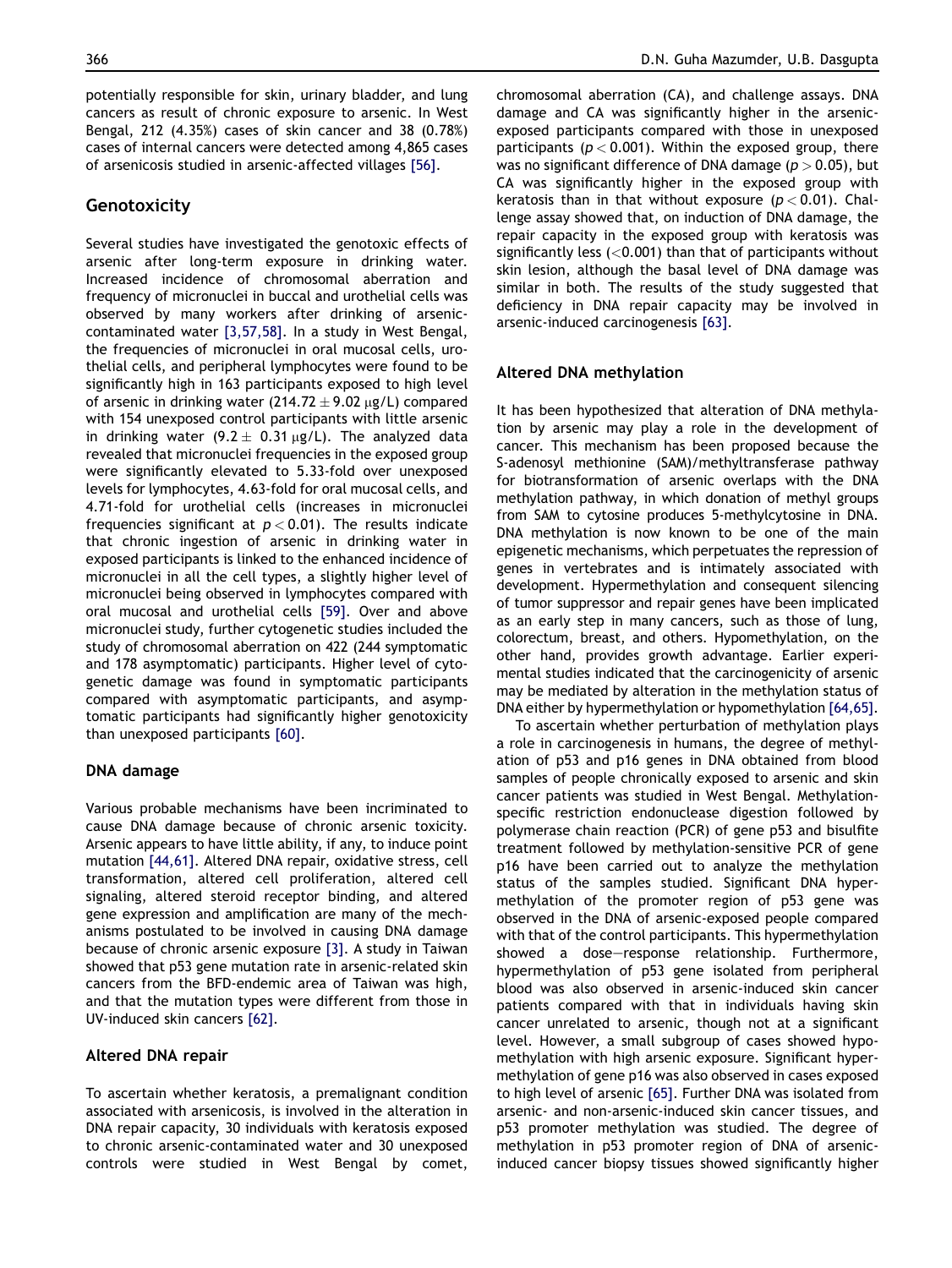potentially responsible for skin, urinary bladder, and lung cancers as result of chronic exposure to arsenic. In West Bengal, 212 (4.35%) cases of skin cancer and 38 (0.78%) cases of internal cancers were detected among 4,865 cases of arsenicosis studied in arsenic-affected villages [56].

## Genotoxicity

Several studies have investigated the genotoxic effects of arsenic after long-term exposure in drinking water. Increased incidence of chromosomal aberration and frequency of micronuclei in buccal and urothelial cells was observed by many workers after drinking of arsenic-contaminated water [3,57,58]. In a study in West Bengal, the frequencies of micronuclei in oral mucosal cells, urothelial cells, and peripheral lymphocytes were found to be significantly high in 163 participants exposed to high level of arsenic in drinking water ($214.72 \pm 9.02$ μg/L) compared with 154 unexposed control participants with little arsenic in drinking water ($9.2 \pm 0.31$ μg/L). The analyzed data revealed that micronuclei frequencies in the exposed group were significantly elevated to 5.33-fold over unexposed levels for lymphocytes, 4.63-fold for oral mucosal cells, and 4.71-fold for urothelial cells (increases in micronuclei frequencies significant at $p < 0.01$). The results indicate that chronic ingestion of arsenic in drinking water in exposed participants is linked to the enhanced incidence of micronuclei in all the cell types, a slightly higher level of micronuclei being observed in lymphocytes compared with oral mucosal and urothelial cells [59]. Over and above micronuclei study, further cytogenetic studies included the study of chromosomal aberration on 422 (244 symptomatic and 178 asymptomatic) participants. Higher level of cytogenetic damage was found in symptomatic participants compared with asymptomatic participants, and asymptomatic participants had significantly higher genotoxicity than unexposed participants [60].

### DNA damage

Various probable mechanisms have been incriminated to cause DNA damage because of chronic arsenic toxicity. Arsenic appears to have little ability, if any, to induce point mutation [44,61]. Altered DNA repair, oxidative stress, cell transformation, altered cell proliferation, altered cell signaling, altered steroid receptor binding, and altered gene expression and amplification are many of the mechanisms postulated to be involved in causing DNA damage because of chronic arsenic exposure [3]. A study in Taiwan showed that p53 gene mutation rate in arsenic-related skin cancers from the BFD-endemic area of Taiwan was high, and that the mutation types were different from those in UV-induced skin cancers [62].

### Altered DNA repair

To ascertain whether keratosis, a premalignant condition associated with arsenicosis, is involved in the alteration in DNA repair capacity, 30 individuals with keratosis exposed to chronic arsenic-contaminated water and 30 unexposed controls were studied in West Bengal by comet, chromosomal aberration (CA), and challenge assays. DNA damage and CA was significantly higher in the arsenic-exposed participants compared with those in unexposed participants ($p < 0.001$). Within the exposed group, there was no significant difference of DNA damage ($p > 0.05$), but CA was significantly higher in the exposed group with keratosis than in that without exposure ($p < 0.01$). Challenge assay showed that, on induction of DNA damage, the repair capacity in the exposed group with keratosis was significantly less ($< 0.001$) than that of participants without skin lesion, although the basal level of DNA damage was similar in both. The results of the study suggested that deficiency in DNA repair capacity may be involved in arsenic-induced carcinogenesis [63].

### Altered DNA methylation

It has been hypothesized that alteration of DNA methylation by arsenic may play a role in the development of cancer. This mechanism has been proposed because the S-adenosyl methionine (SAM)/methyltransferase pathway for biotransformation of arsenic overlaps with the DNA methylation pathway, in which donation of methyl groups from SAM to cytosine produces 5-methylcytosine in DNA. DNA methylation is now known to be one of the main epigenetic mechanisms, which perpetuates the repression of genes in vertebrates and is intimately associated with development. Hypermethylation and consequent silencing of tumor suppressor and repair genes have been implicated as an early step in many cancers, such as those of lung, colorectum, breast, and others. Hypomethylation, on the other hand, provides growth advantage. Earlier experimental studies indicated that the carcinogenicity of arsenic may be mediated by alteration in the methylation status of DNA either by hypermethylation or hypomethylation [64,65].

To ascertain whether perturbation of methylation plays a role in carcinogenesis in humans, the degree of methylation of p53 and p16 genes in DNA obtained from blood samples of people chronically exposed to arsenic and skin cancer patients was studied in West Bengal. Methylation-specific restriction endonuclease digestion followed by polymerase chain reaction (PCR) of gene p53 and bisulfite treatment followed by methylation-sensitive PCR of gene p16 have been carried out to analyze the methylation status of the samples studied. Significant DNA hypermethylation of the promoter region of p53 gene was observed in the DNA of arsenic-exposed people compared with that of the control participants. This hypermethylation showed a dose–response relationship. Furthermore, hypermethylation of p53 gene isolated from peripheral blood was also observed in arsenic-induced skin cancer patients compared with that in individuals having skin cancer unrelated to arsenic, though not at a significant level. However, a small subgroup of cases showed hypomethylation with high arsenic exposure. Significant hypermethylation of gene p16 was also observed in cases exposed to high level of arsenic [65]. Further DNA was isolated from arsenic- and non-arsenic-induced skin cancer tissues, and p53 promoter methylation was studied. The degree of methylation in p53 promoter region of DNA of arsenic-induced cancer biopsy tissues showed significantly higher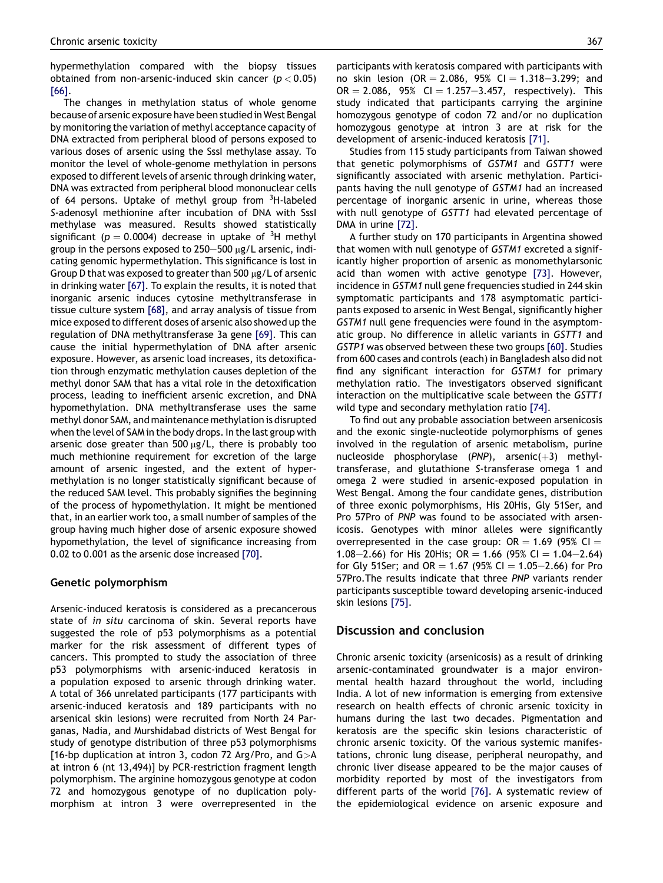hypermethylation compared with the biopsy tissues obtained from non-arsenic-induced skin cancer ($p < 0.05$) [66].

The changes in methylation status of whole genome because of arsenic exposure have been studied in West Bengal by monitoring the variation of methyl acceptance capacity of DNA extracted from peripheral blood of persons exposed to various doses of arsenic using the SssI methylase assay. To monitor the level of whole-genome methylation in persons exposed to different levels of arsenic through drinking water, DNA was extracted from peripheral blood mononuclear cells of 64 persons. Uptake of methyl group from $^3$H-labeled S-adenosyl methionine after incubation of DNA with SssI methylase was measured. Results showed statistically significant ($p = 0.0004$) decrease in uptake of $^3$H methyl group in the persons exposed to 250–500 μg/L arsenic, indicating genomic hypermethylation. This significance is lost in Group D that was exposed to greater than 500 μg/L of arsenic in drinking water [67]. To explain the results, it is noted that inorganic arsenic induces cytosine methyltransferase in tissue culture system [68], and array analysis of tissue from mice exposed to different doses of arsenic also showed up the regulation of DNA methyltransferase 3a gene [69]. This can cause the initial hypermethylation of DNA after arsenic exposure. However, as arsenic load increases, its detoxification through enzymatic methylation causes depletion of the methyl donor SAM that has a vital role in the detoxification process, leading to inefficient arsenic excretion, and DNA hypomethylation. DNA methyltransferase uses the same methyl donor SAM, and maintenance methylation is disrupted when the level of SAM in the body drops. In the last group with arsenic dose greater than 500 μg/L, there is probably too much methionine requirement for excretion of the large amount of arsenic ingested, and the extent of hypermethylation is no longer statistically significant because of the reduced SAM level. This probably signifies the beginning of the process of hypomethylation. It might be mentioned that, in an earlier work too, a small number of samples of the group having much higher dose of arsenic exposure showed hypomethylation, the level of significance increasing from 0.02 to 0.001 as the arsenic dose increased [70].

## Genetic polymorphism

Arsenic-induced keratosis is considered as a precancerous state of *in situ* carcinoma of skin. Several reports have suggested the role of p53 polymorphisms as a potential marker for the risk assessment of different types of cancers. This prompted to study the association of three p53 polymorphisms with arsenic-induced keratosis in a population exposed to arsenic through drinking water. A total of 366 unrelated participants (177 participants with arsenic-induced keratosis and 189 participants with no arsenical skin lesions) were recruited from North 24 Parganas, Nadia, and Murshidabad districts of West Bengal for study of genotype distribution of three p53 polymorphisms [16-bp duplication at intron 3, codon 72 Arg/Pro, and G>A at intron 6 (nt 13,494)] by PCR-restriction fragment length polymorphism. The arginine homozygous genotype at codon 72 and homozygous genotype of no duplication polymorphism at intron 3 were overrepresented in the participants with keratosis compared with participants with no skin lesion (OR = 2.086, 95% CI = 1.318–3.299; and OR = 2.086, 95% CI = 1.257–3.457, respectively). This study indicated that participants carrying the arginine homozygous genotype of codon 72 and/or no duplication homozygous genotype at intron 3 are at risk for the development of arsenic-induced keratosis [71].

Studies from 115 study participants from Taiwan showed that genetic polymorphisms of *GSTM1* and *GSTT1* were significantly associated with arsenic methylation. Participants having the null genotype of *GSTM1* had an increased percentage of inorganic arsenic in urine, whereas those with null genotype of *GSTT1* had elevated percentage of DMA in urine [72].

A further study on 170 participants in Argentina showed that women with null genotype of *GSTM1* excreted a significantly higher proportion of arsenic as monomethylarsonic acid than women with active genotype [73]. However, incidence in *GSTM1* null gene frequencies studied in 244 skin symptomatic participants and 178 asymptomatic participants exposed to arsenic in West Bengal, significantly higher *GSTM1* null gene frequencies were found in the asymptomatic group. No difference in allelic variants in *GSTT1* and *GSTP1* was observed between these two groups [60]. Studies from 600 cases and controls (each) in Bangladesh also did not find any significant interaction for *GSTM1* for primary methylation ratio. The investigators observed significant interaction on the multiplicative scale between the *GSTT1* wild type and secondary methylation ratio [74].

To find out any probable association between arsenicosis and the exonic single-nucleotide polymorphisms of genes involved in the regulation of arsenic metabolism, purine nucleoside phosphorylase (*PNP*), arsenic(+3) methyltransferase, and glutathione S-transferase omega 1 and omega 2 were studied in arsenic-exposed population in West Bengal. Among the four candidate genes, distribution of three exonic polymorphisms, His 20His, Gly 51Ser, and Pro 57Pro of *PNP* was found to be associated with arsenicosis. Genotypes with minor alleles were significantly overrepresented in the case group: OR = 1.69 (95% CI = 1.08–2.66) for His 20His; OR = 1.66 (95% CI = 1.04–2.64) for Gly 51Ser; and OR = 1.67 (95% CI = 1.05–2.66) for Pro 57Pro.The results indicate that three *PNP* variants render participants susceptible toward developing arsenic-induced skin lesions [75].

## Discussion and conclusion

Chronic arsenic toxicity (arsenicosis) as a result of drinking arsenic-contaminated groundwater is a major environmental health hazard throughout the world, including India. A lot of new information is emerging from extensive research on health effects of chronic arsenic toxicity in humans during the last two decades. Pigmentation and keratosis are the specific skin lesions characteristic of chronic arsenic toxicity. Of the various systemic manifestations, chronic lung disease, peripheral neuropathy, and chronic liver disease appeared to be the major causes of morbidity reported by most of the investigators from different parts of the world [76]. A systematic review of the epidemiological evidence on arsenic exposure and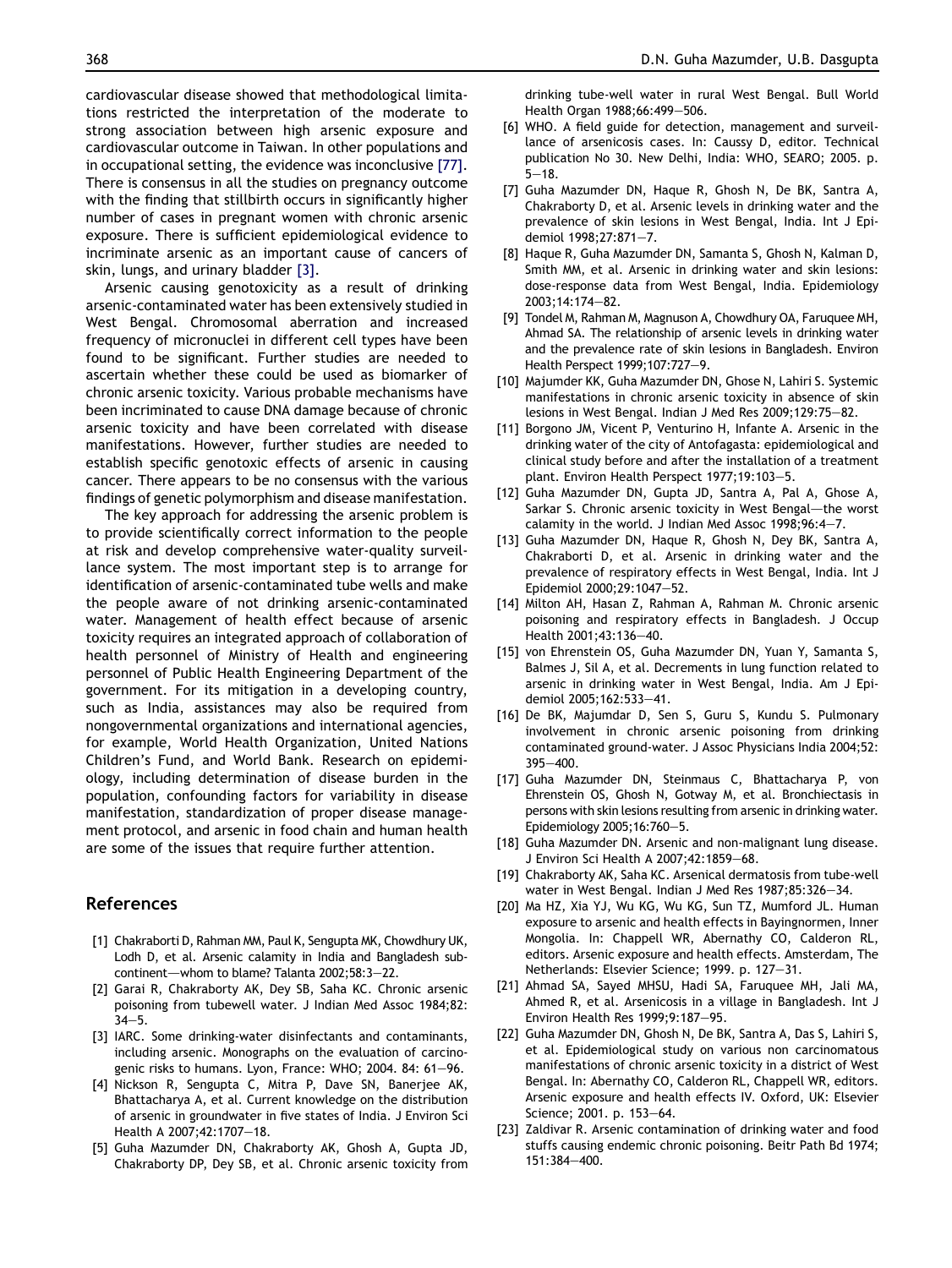cardiovascular disease showed that methodological limitations restricted the interpretation of the moderate to strong association between high arsenic exposure and cardiovascular outcome in Taiwan. In other populations and in occupational setting, the evidence was inconclusive [77]. There is consensus in all the studies on pregnancy outcome with the finding that stillbirth occurs in significantly higher number of cases in pregnant women with chronic arsenic exposure. There is sufficient epidemiological evidence to incriminate arsenic as an important cause of cancers of skin, lungs, and urinary bladder [3].

Arsenic causing genotoxicity as a result of drinking arsenic-contaminated water has been extensively studied in West Bengal. Chromosomal aberration and increased frequency of micronuclei in different cell types have been found to be significant. Further studies are needed to ascertain whether these could be used as biomarker of chronic arsenic toxicity. Various probable mechanisms have been incriminated to cause DNA damage because of chronic arsenic toxicity and have been correlated with disease manifestations. However, further studies are needed to establish specific genotoxic effects of arsenic in causing cancer. There appears to be no consensus with the various findings of genetic polymorphism and disease manifestation.

The key approach for addressing the arsenic problem is to provide scientifically correct information to the people at risk and develop comprehensive water-quality surveillance system. The most important step is to arrange for identification of arsenic-contaminated tube wells and make the people aware of not drinking arsenic-contaminated water. Management of health effect because of arsenic toxicity requires an integrated approach of collaboration of health personnel of Ministry of Health and engineering personnel of Public Health Engineering Department of the government. For its mitigation in a developing country, such as India, assistances may also be required from nongovernmental organizations and international agencies, for example, World Health Organization, United Nations Children's Fund, and World Bank. Research on epidemiology, including determination of disease burden in the population, confounding factors for variability in disease manifestation, standardization of proper disease management protocol, and arsenic in food chain and human health are some of the issues that require further attention.

## References

[1] Chakraborti D, Rahman MM, Paul K, Sengupta MK, Chowdhury UK, Lodh D, et al. Arsenic calamity in India and Bangladesh subcontinent—whom to blame? Talanta 2002;58:3—22.

[2] Garai R, Chakraborty AK, Dey SB, Saha KC. Chronic arsenic poisoning from tubewell water. J Indian Med Assoc 1984;82: 34—5.

[3] IARC. Some drinking-water disinfectants and contaminants, including arsenic. Monographs on the evaluation of carcinogenic risks to humans. Lyon, France: WHO; 2004. 84: 61—96.

[4] Nickson R, Sengupta C, Mitra P, Dave SN, Banerjee AK, Bhattacharya A, et al. Current knowledge on the distribution of arsenic in groundwater in five states of India. J Environ Sci Health A 2007;42:1707—18.

[5] Guha Mazumder DN, Chakraborty AK, Ghosh A, Gupta JD, Chakraborty DP, Dey SB, et al. Chronic arsenic toxicity from drinking tube-well water in rural West Bengal. Bull World Health Organ 1988;66:499—506.

[6] WHO. A field guide for detection, management and surveillance of arsenicosis cases. In: Caussy D, editor. Technical publication No 30. New Delhi, India: WHO, SEARO; 2005. p. 5—18.

[7] Guha Mazumder DN, Haque R, Ghosh N, De BK, Santra A, Chakraborty D, et al. Arsenic levels in drinking water and the prevalence of skin lesions in West Bengal, India. Int J Epidemiol 1998;27:871—7.

[8] Haque R, Guha Mazumder DN, Samanta S, Ghosh N, Kalman D, Smith MM, et al. Arsenic in drinking water and skin lesions: dose-response data from West Bengal, India. Epidemiology 2003;14:174—82.

[9] Tondel M, Rahman M, Magnuson A, Chowdhury OA, Faruquee MH, Ahmad SA. The relationship of arsenic levels in drinking water and the prevalence rate of skin lesions in Bangladesh. Environ Health Perspect 1999;107:727—9.

[10] Majumder KK, Guha Mazumder DN, Ghose N, Lahiri S. Systemic manifestations in chronic arsenic toxicity in absence of skin lesions in West Bengal. Indian J Med Res 2009;129:75—82.

[11] Borgono JM, Vicent P, Venturino H, Infante A. Arsenic in the drinking water of the city of Antofagasta: epidemiological and clinical study before and after the installation of a treatment plant. Environ Health Perspect 1977;19:103—5.

[12] Guha Mazumder DN, Gupta JD, Santra A, Pal A, Ghose A, Sarkar S. Chronic arsenic toxicity in West Bengal—the worst calamity in the world. J Indian Med Assoc 1998;96:4—7.

[13] Guha Mazumder DN, Haque R, Ghosh N, Dey BK, Santra A, Chakraborti D, et al. Arsenic in drinking water and the prevalence of respiratory effects in West Bengal, India. Int J Epidemiol 2000;29:1047—52.

[14] Milton AH, Hasan Z, Rahman A, Rahman M. Chronic arsenic poisoning and respiratory effects in Bangladesh. J Occup Health 2001;43:136—40.

[15] von Ehrenstein OS, Guha Mazumder DN, Yuan Y, Samanta S, Balmes J, Sil A, et al. Decrements in lung function related to arsenic in drinking water in West Bengal, India. Am J Epidemiol 2005;162:533—41.

[16] De BK, Majumdar D, Sen S, Guru S, Kundu S. Pulmonary involvement in chronic arsenic poisoning from drinking contaminated ground-water. J Assoc Physicians India 2004;52: 395—400.

[17] Guha Mazumder DN, Steinmaus C, Bhattacharya P, von Ehrenstein OS, Ghosh N, Gotway M, et al. Bronchiectasis in persons with skin lesions resulting from arsenic in drinking water. Epidemiology 2005;16:760—5.

[18] Guha Mazumder DN. Arsenic and non-malignant lung disease. J Environ Sci Health A 2007;42:1859—68.

[19] Chakraborty AK, Saha KC. Arsenical dermatosis from tube-well water in West Bengal. Indian J Med Res 1987;85:326—34.

[20] Ma HZ, Xia YJ, Wu KG, Wu KG, Sun TZ, Mumford JL. Human exposure to arsenic and health effects in Bayingnormen, Inner Mongolia. In: Chappell WR, Abernathy CO, Calderon RL, editors. Arsenic exposure and health effects. Amsterdam, The Netherlands: Elsevier Science; 1999. p. 127—31.

[21] Ahmad SA, Sayed MHSU, Hadi SA, Faruquee MH, Jali MA, Ahmed R, et al. Arsenicosis in a village in Bangladesh. Int J Environ Health Res 1999;9:187—95.

[22] Guha Mazumder DN, Ghosh N, De BK, Santra A, Das S, Lahiri S, et al. Epidemiological study on various non carcinomatous manifestations of chronic arsenic toxicity in a district of West Bengal. In: Abernathy CO, Calderon RL, Chappell WR, editors. Arsenic exposure and health effects IV. Oxford, UK: Elsevier Science; 2001. p. 153—64.

[23] Zaldivar R. Arsenic contamination of drinking water and food stuffs causing endemic chronic poisoning. Beitr Path Bd 1974; 151:384—400.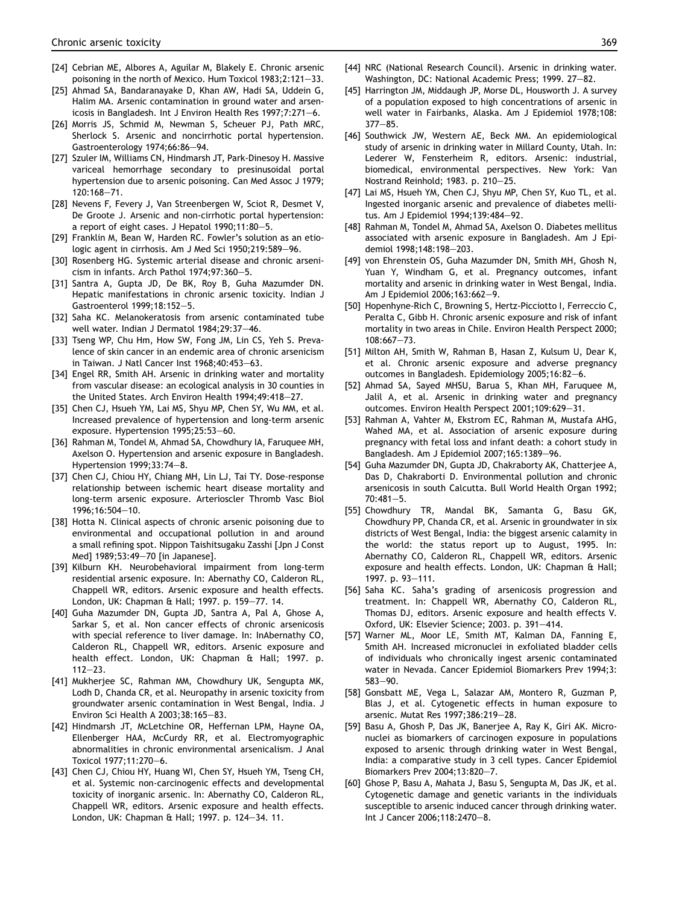[24] Cebrian ME, Albores A, Aguilar M, Blakely E. Chronic arsenic poisoning in the north of Mexico. Hum Toxicol 1983;2:121—33.

[25] Ahmad SA, Bandaranayake D, Khan AW, Hadi SA, Uddein G, Halim MA. Arsenic contamination in ground water and arsenicosis in Bangladesh. Int J Environ Health Res 1997;7:271—6.

[26] Morris JS, Schmid M, Newman S, Scheuer PJ, Path MRC, Sherlock S. Arsenic and noncirrhotic portal hypertension. Gastroenterology 1974;66:86—94.

[27] Szuler IM, Williams CN, Hindmarsh JT, Park-Dinesoy H. Massive variceal hemorrhage secondary to presinusoidal portal hypertension due to arsenic poisoning. Can Med Assoc J 1979; 120:168—71.

[28] Nevens F, Fevery J, Van Streenbergen W, Sciot R, Desmet V, De Groote J. Arsenic and non-cirrhotic portal hypertension: a report of eight cases. J Hepatol 1990;11:80—5.

[29] Franklin M, Bean W, Harden RC. Fowler's solution as an etiologic agent in cirrhosis. Am J Med Sci 1950;219:589—96.

[30] Rosenberg HG. Systemic arterial disease and chronic arsenicism in infants. Arch Pathol 1974;97:360—5.

[31] Santra A, Gupta JD, De BK, Roy B, Guha Mazumder DN. Hepatic manifestations in chronic arsenic toxicity. Indian J Gastroenterol 1999;18:152—5.

[32] Saha KC. Melanokeratosis from arsenic contaminated tube well water. Indian J Dermatol 1984;29:37—46.

[33] Tseng WP, Chu Hm, How SW, Fong JM, Lin CS, Yeh S. Prevalence of skin cancer in an endemic area of chronic arsenicism in Taiwan. J Natl Cancer Inst 1968;40:453—63.

[34] Engel RR, Smith AH. Arsenic in drinking water and mortality from vascular disease: an ecological analysis in 30 counties in the United States. Arch Environ Health 1994;49:418—27.

[35] Chen CJ, Hsueh YM, Lai MS, Shyu MP, Chen SY, Wu MM, et al. Increased prevalence of hypertension and long-term arsenic exposure. Hypertension 1995;25:53—60.

[36] Rahman M, Tondel M, Ahmad SA, Chowdhury IA, Faruquee MH, Axelson O. Hypertension and arsenic exposure in Bangladesh. Hypertension 1999;33:74—8.

[37] Chen CJ, Chiou HY, Chiang MH, Lin LJ, Tai TY. Dose-response relationship between ischemic heart disease mortality and long-term arsenic exposure. Arterioscler Thromb Vasc Biol 1996;16:504—10.

[38] Hotta N. Clinical aspects of chronic arsenic poisoning due to environmental and occupational pollution in and around a small refining spot. Nippon Taishitsugaku Zasshi [Jpn J Const Med] 1989;53:49—70 [in Japanese].

[39] Kilburn KH. Neurobehavioral impairment from long-term residential arsenic exposure. In: Abernathy CO, Calderon RL, Chappell WR, editors. Arsenic exposure and health effects. London, UK: Chapman & Hall; 1997. p. 159—77. 14.

[40] Guha Mazumder DN, Gupta JD, Santra A, Pal A, Ghose A, Sarkar S, et al. Non cancer effects of chronic arsenicosis with special reference to liver damage. In: InAbernathy CO, Calderon RL, Chappell WR, editors. Arsenic exposure and health effect. London, UK: Chapman & Hall; 1997. p. 112—23.

[41] Mukherjee SC, Rahman MM, Chowdhury UK, Sengupta MK, Lodh D, Chanda CR, et al. Neuropathy in arsenic toxicity from groundwater arsenic contamination in West Bengal, India. J Environ Sci Health A 2003;38:165—83.

[42] Hindmarsh JT, McLetchine OR, Heffernan LPM, Hayne OA, Ellenberger HAA, McCurdy RR, et al. Electromyographic abnormalities in chronic environmental arsenicalism. J Anal Toxicol 1977;11:270—6.

[43] Chen CJ, Chiou HY, Huang WI, Chen SY, Hsueh YM, Tseng CH, et al. Systemic non-carcinogenic effects and developmental toxicity of inorganic arsenic. In: Abernathy CO, Calderon RL, Chappell WR, editors. Arsenic exposure and health effects. London, UK: Chapman & Hall; 1997. p. 124—34. 11.

[44] NRC (National Research Council). Arsenic in drinking water. Washington, DC: National Academic Press; 1999. 27—82.

[45] Harrington JM, Middaugh JP, Morse DL, Housworth J. A survey of a population exposed to high concentrations of arsenic in well water in Fairbanks, Alaska. Am J Epidemiol 1978;108: 377—85.

[46] Southwick JW, Western AE, Beck MM. An epidemiological study of arsenic in drinking water in Millard County, Utah. In: Lederer W, Fensterheim R, editors. Arsenic: industrial, biomedical, environmental perspectives. New York: Van Nostrand Reinhold; 1983. p. 210—25.

[47] Lai MS, Hsueh YM, Chen CJ, Shyu MP, Chen SY, Kuo TL, et al. Ingested inorganic arsenic and prevalence of diabetes mellitus. Am J Epidemiol 1994;139:484—92.

[48] Rahman M, Tondel M, Ahmad SA, Axelson O. Diabetes mellitus associated with arsenic exposure in Bangladesh. Am J Epidemiol 1998;148:198—203.

[49] von Ehrenstein OS, Guha Mazumder DN, Smith MH, Ghosh N, Yuan Y, Windham G, et al. Pregnancy outcomes, infant mortality and arsenic in drinking water in West Bengal, India. Am J Epidemiol 2006;163:662—9.

[50] Hopenhyne-Rich C, Browning S, Hertz-Picciotto I, Ferreccio C, Peralta C, Gibb H. Chronic arsenic exposure and risk of infant mortality in two areas in Chile. Environ Health Perspect 2000; 108:667—73.

[51] Milton AH, Smith W, Rahman B, Hasan Z, Kulsum U, Dear K, et al. Chronic arsenic exposure and adverse pregnancy outcomes in Bangladesh. Epidemiology 2005;16:82—6.

[52] Ahmad SA, Sayed MHSU, Barua S, Khan MH, Faruquee M, Jalil A, et al. Arsenic in drinking water and pregnancy outcomes. Environ Health Perspect 2001;109:629—31.

[53] Rahman A, Vahter M, Ekstrom EC, Rahman M, Mustafa AHG, Wahed MA, et al. Association of arsenic exposure during pregnancy with fetal loss and infant death: a cohort study in Bangladesh. Am J Epidemiol 2007;165:1389—96.

[54] Guha Mazumder DN, Gupta JD, Chakraborty AK, Chatterjee A, Das D, Chakraborti D. Environmental pollution and chronic arsenicosis in south Calcutta. Bull World Health Organ 1992; 70:481—5.

[55] Chowdhury TR, Mandal BK, Samanta G, Basu GK, Chowdhury PP, Chanda CR, et al. Arsenic in groundwater in six districts of West Bengal, India: the biggest arsenic calamity in the world: the status report up to August, 1995. In: Abernathy CO, Calderon RL, Chappell WR, editors. Arsenic exposure and health effects. London, UK: Chapman & Hall; 1997. p. 93—111.

[56] Saha KC. Saha's grading of arsenicosis progression and treatment. In: Chappell WR, Abernathy CO, Calderon RL, Thomas DJ, editors. Arsenic exposure and health effects V. Oxford, UK: Elsevier Science; 2003. p. 391—414.

[57] Warner ML, Moor LE, Smith MT, Kalman DA, Fanning E, Smith AH. Increased micronuclei in exfoliated bladder cells of individuals who chronically ingest arsenic contaminated water in Nevada. Cancer Epidemiol Biomarkers Prev 1994;3: 583—90.

[58] Gonsbatt ME, Vega L, Salazar AM, Montero R, Guzman P, Blas J, et al. Cytogenetic effects in human exposure to arsenic. Mutat Res 1997;386:219—28.

[59] Basu A, Ghosh P, Das JK, Banerjee A, Ray K, Giri AK. Micronuclei as biomarkers of carcinogen exposure in populations exposed to arsenic through drinking water in West Bengal, India: a comparative study in 3 cell types. Cancer Epidemiol Biomarkers Prev 2004;13:820—7.

[60] Ghose P, Basu A, Mahata J, Basu S, Sengupta M, Das JK, et al. Cytogenetic damage and genetic variants in the individuals susceptible to arsenic induced cancer through drinking water. Int J Cancer 2006;118:2470—8.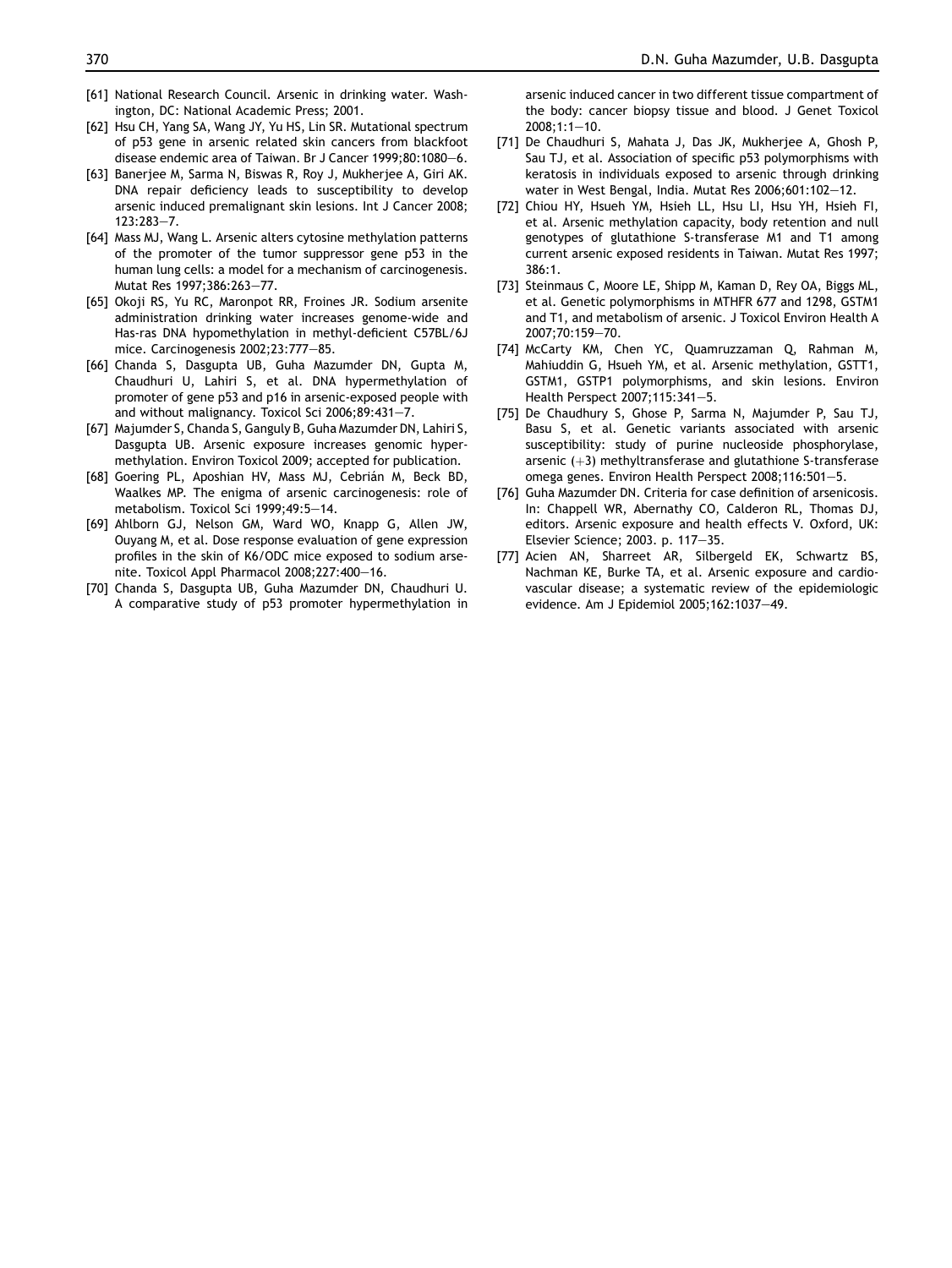[61] National Research Council. Arsenic in drinking water. Washington, DC: National Academic Press; 2001.

[62] Hsu CH, Yang SA, Wang JY, Yu HS, Lin SR. Mutational spectrum of p53 gene in arsenic related skin cancers from blackfoot disease endemic area of Taiwan. Br J Cancer 1999;80:1080—6.

[63] Banerjee M, Sarma N, Biswas R, Roy J, Mukherjee A, Giri AK. DNA repair deficiency leads to susceptibility to develop arsenic induced premalignant skin lesions. Int J Cancer 2008; 123:283—7.

[64] Mass MJ, Wang L. Arsenic alters cytosine methylation patterns of the promoter of the tumor suppressor gene p53 in the human lung cells: a model for a mechanism of carcinogenesis. Mutat Res 1997;386:263—77.

[65] Okoji RS, Yu RC, Maronpot RR, Froines JR. Sodium arsenite administration drinking water increases genome-wide and Has-ras DNA hypomethylation in methyl-deficient C57BL/6J mice. Carcinogenesis 2002;23:777—85.

[66] Chanda S, Dasgupta UB, Guha Mazumder DN, Gupta M, Chaudhuri U, Lahiri S, et al. DNA hypermethylation of promoter of gene p53 and p16 in arsenic-exposed people with and without malignancy. Toxicol Sci 2006;89:431—7.

[67] Majumder S, Chanda S, Ganguly B, Guha Mazumder DN, Lahiri S, Dasgupta UB. Arsenic exposure increases genomic hypermethylation. Environ Toxicol 2009; accepted for publication.

[68] Goering PL, Aposhian HV, Mass MJ, Cebrián M, Beck BD, Waalkes MP. The enigma of arsenic carcinogenesis: role of metabolism. Toxicol Sci 1999;49:5—14.

[69] Ahlborn GJ, Nelson GM, Ward WO, Knapp G, Allen JW, Ouyang M, et al. Dose response evaluation of gene expression profiles in the skin of K6/ODC mice exposed to sodium arsenite. Toxicol Appl Pharmacol 2008;227:400—16.

[70] Chanda S, Dasgupta UB, Guha Mazumder DN, Chaudhuri U. A comparative study of p53 promoter hypermethylation in arsenic induced cancer in two different tissue compartment of the body: cancer biopsy tissue and blood. J Genet Toxicol 2008;1:1—10.

[71] De Chaudhuri S, Mahata J, Das JK, Mukherjee A, Ghosh P, Sau TJ, et al. Association of specific p53 polymorphisms with keratosis in individuals exposed to arsenic through drinking water in West Bengal, India. Mutat Res 2006;601:102—12.

[72] Chiou HY, Hsueh YM, Hsieh LL, Hsu LI, Hsu YH, Hsieh FI, et al. Arsenic methylation capacity, body retention and null genotypes of glutathione S-transferase M1 and T1 among current arsenic exposed residents in Taiwan. Mutat Res 1997; 386:1.

[73] Steinmaus C, Moore LE, Shipp M, Kaman D, Rey OA, Biggs ML, et al. Genetic polymorphisms in MTHFR 677 and 1298, GSTM1 and T1, and metabolism of arsenic. J Toxicol Environ Health A 2007;70:159—70.

[74] McCarty KM, Chen YC, Quamruzzaman Q, Rahman M, Mahiuddin G, Hsueh YM, et al. Arsenic methylation, GSTT1, GSTM1, GSTP1 polymorphisms, and skin lesions. Environ Health Perspect 2007;115:341—5.

[75] De Chaudhury S, Ghose P, Sarma N, Majumder P, Sau TJ, Basu S, et al. Genetic variants associated with arsenic susceptibility: study of purine nucleoside phosphorylase, arsenic (+3) methyltransferase and glutathione S-transferase omega genes. Environ Health Perspect 2008;116:501—5.

[76] Guha Mazumder DN. Criteria for case definition of arsenicosis. In: Chappell WR, Abernathy CO, Calderon RL, Thomas DJ, editors. Arsenic exposure and health effects V. Oxford, UK: Elsevier Science; 2003. p. 117—35.

[77] Acien AN, Sharreet AR, Silbergeld EK, Schwartz BS, Nachman KE, Burke TA, et al. Arsenic exposure and cardiovascular disease; a systematic review of the epidemiologic evidence. Am J Epidemiol 2005;162:1037—49.